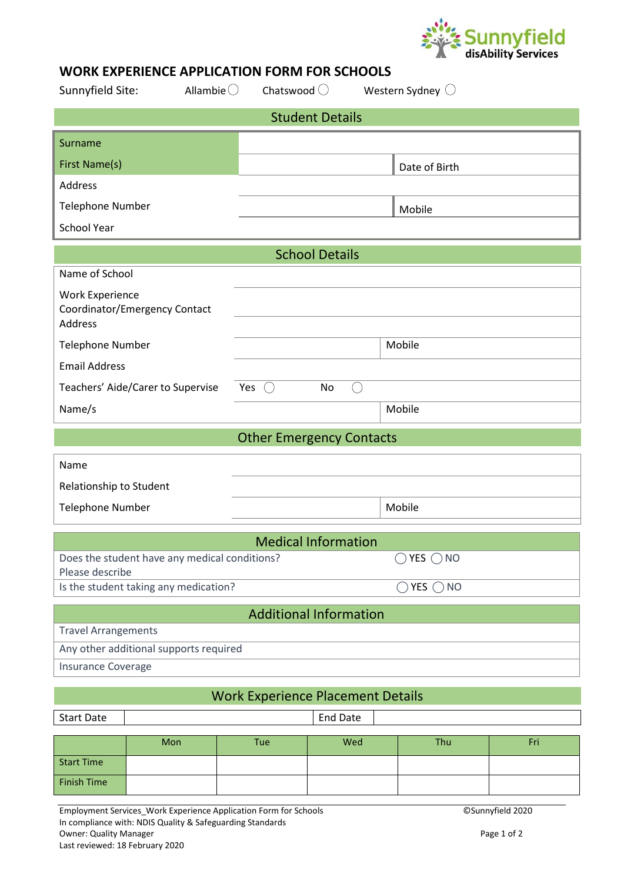Sunnyfield disAbility Services

# WORK EXPERIENCE APPLICATION FORM FOR SCHOOLS

Sunnyfield Site: Allambie ◯ Chatswood ◯ Western Sydney ◯

## Student Details

| | | | |
|---|---|---|---|
| Surname | | | |
| First Name(s) | | Date of Birth | |
| Address | | | |
| Telephone Number | | Mobile | |
| School Year | | | |

## School Details

| | | | |
|---|---|---|---|
| Name of School | | | |
| Work Experience Coordinator/Emergency Contact | | | |
| Address | | | |
| Telephone Number | | Mobile | |
| Email Address | | | |
| Teachers' Aide/Carer to Supervise | Yes ◯ | No ◯ | |
| Name/s | | Mobile | |

## Other Emergency Contacts

| | | | |
|---|---|---|---|
| Name | | | |
| Relationship to Student | | | |
| Telephone Number | | Mobile | |

## Medical Information

| | |
|---|---|
| Does the student have any medical conditions? Please describe | ◯ YES ◯ NO |
| Is the student taking any medication? | ◯ YES ◯ NO |

## Additional Information

| |
|---|
| Travel Arrangements |
| Any other additional supports required |
| Insurance Coverage |

## Work Experience Placement Details

| | | | |
|---|---|---|---|
| Start Date | | End Date | |

| | Mon | Tue | Wed | Thu | Fri |
|---|---|---|---|---|---|
| Start Time | | | | | |
| Finish Time | | | | | |

Employment Services_Work Experience Application Form for Schools
In compliance with: NDIS Quality & Safeguarding Standards
Owner: Quality Manager
Last reviewed: 18 February 2020

©Sunnyfield 2020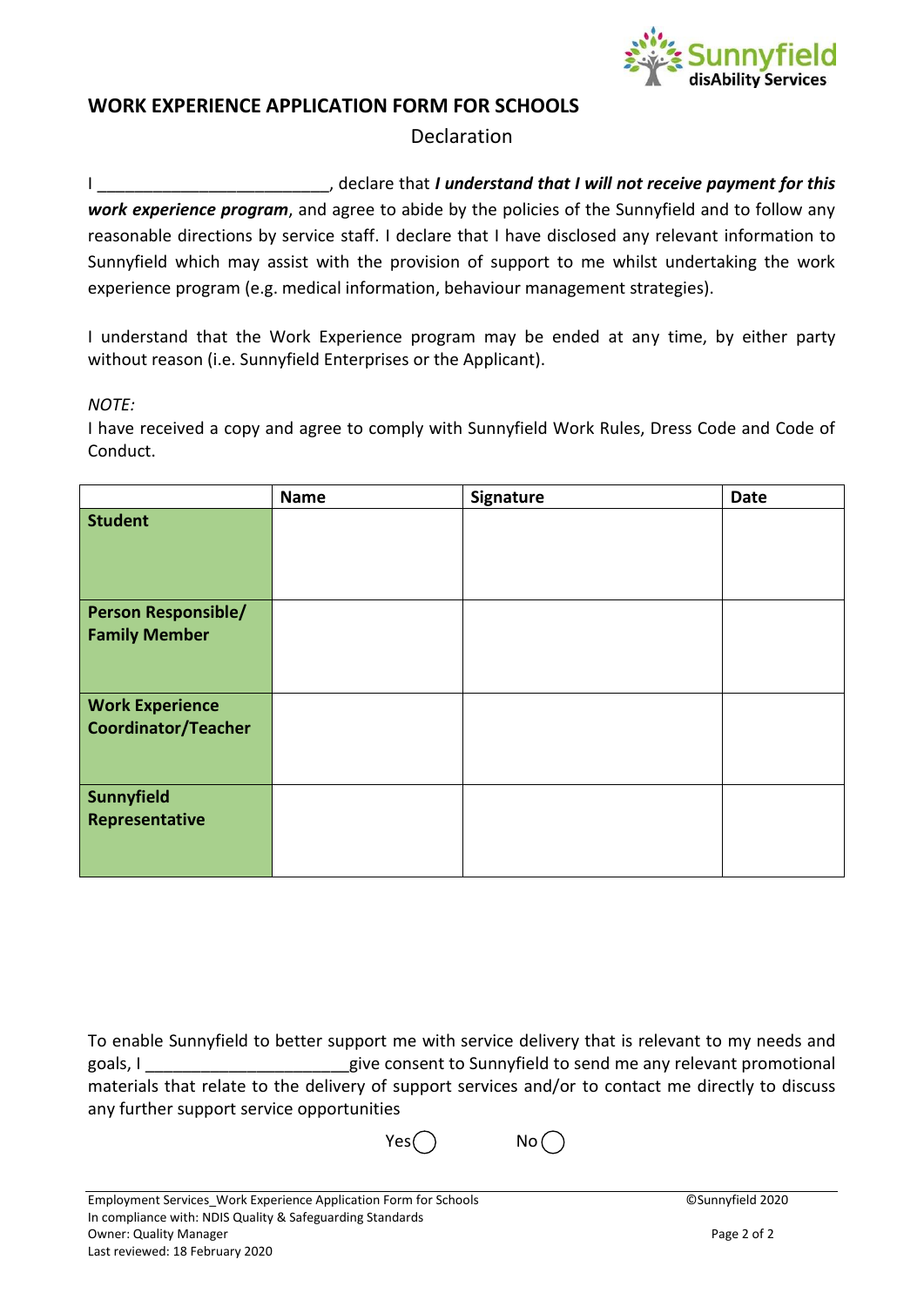## WORK EXPERIENCE APPLICATION FORM FOR SCHOOLS

Declaration

I _________________________, declare that ***I understand that I will not receive payment for this work experience program***, and agree to abide by the policies of the Sunnyfield and to follow any reasonable directions by service staff. I declare that I have disclosed any relevant information to Sunnyfield which may assist with the provision of support to me whilst undertaking the work experience program (e.g. medical information, behaviour management strategies).

I understand that the Work Experience program may be ended at any time, by either party without reason (i.e. Sunnyfield Enterprises or the Applicant).

*NOTE:*

I have received a copy and agree to comply with Sunnyfield Work Rules, Dress Code and Code of Conduct.

| | **Name** | **Signature** | **Date** |
|---|---|---|---|
| **Student** | | | |
| **Person Responsible/ Family Member** | | | |
| **Work Experience Coordinator/Teacher** | | | |
| **Sunnyfield Representative** | | | |

To enable Sunnyfield to better support me with service delivery that is relevant to my needs and goals, I ______________________give consent to Sunnyfield to send me any relevant promotional materials that relate to the delivery of support services and/or to contact me directly to discuss any further support service opportunities

Yes ◯ No ◯

Employment Services_Work Experience Application Form for Schools
In compliance with: NDIS Quality & Safeguarding Standards
Owner: Quality Manager
Last reviewed: 18 February 2020

©Sunnyfield 2020